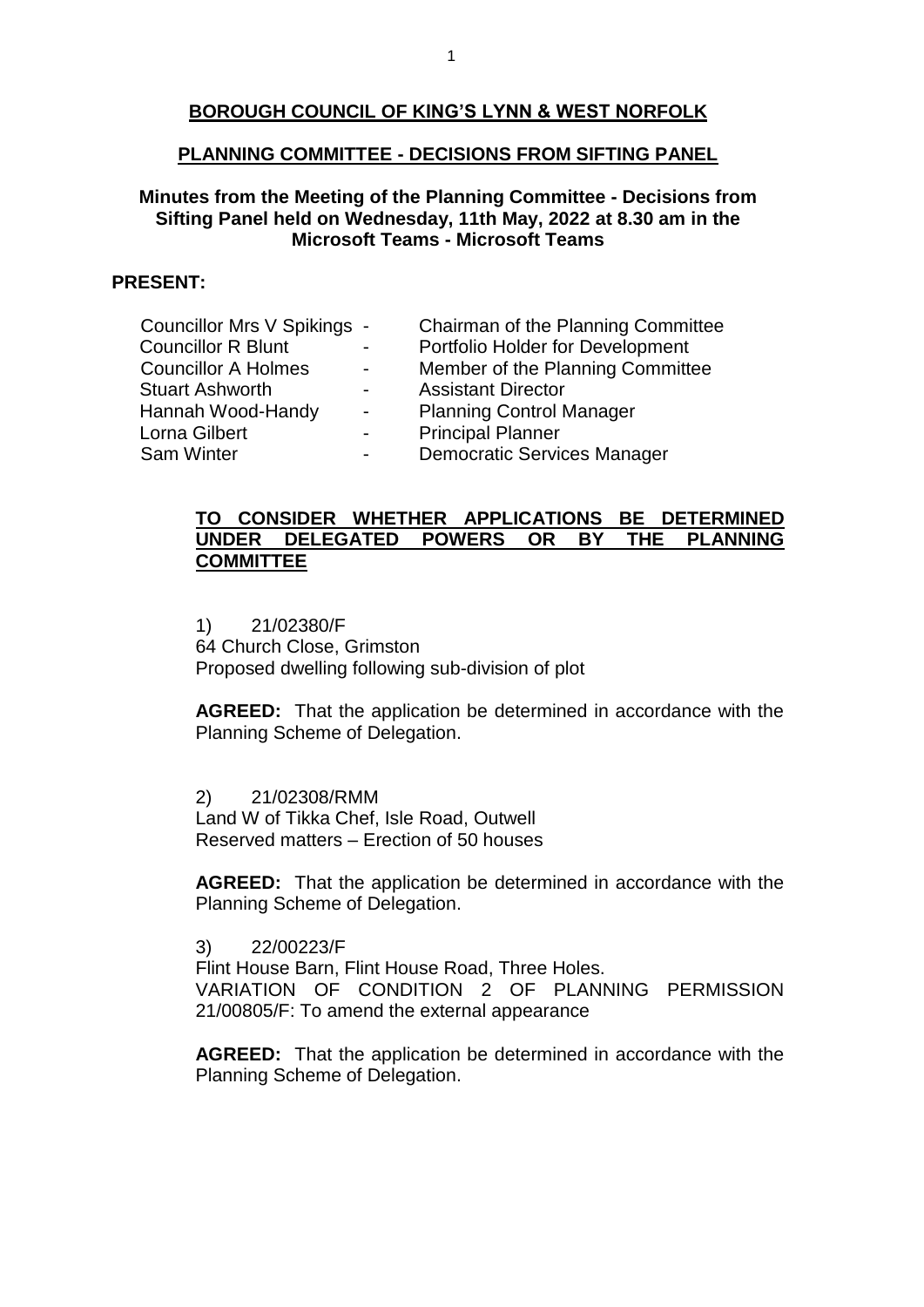# BOROUGH COUNCIL OF KING'S LYNN & WEST NORFOLK

## PLANNING COMMITTEE - DECISIONS FROM SIFTING PANEL

### Minutes from the Meeting of the Planning Committee - Decisions from Sifting Panel held on Wednesday, 11th May, 2022 at 8.30 am in the Microsoft Teams - Microsoft Teams

**PRESENT:**

| | | |
|---|---|---|
| Councillor Mrs V Spikings | - | Chairman of the Planning Committee |
| Councillor R Blunt | - | Portfolio Holder for Development |
| Councillor A Holmes | - | Member of the Planning Committee |
| Stuart Ashworth | - | Assistant Director |
| Hannah Wood-Handy | - | Planning Control Manager |
| Lorna Gilbert | - | Principal Planner |
| Sam Winter | - | Democratic Services Manager |

**TO CONSIDER WHETHER APPLICATIONS BE DETERMINED UNDER DELEGATED POWERS OR BY THE PLANNING COMMITTEE**

1) 21/02380/F
64 Church Close, Grimston
Proposed dwelling following sub-division of plot

**AGREED:** That the application be determined in accordance with the Planning Scheme of Delegation.

2) 21/02308/RMM
Land W of Tikka Chef, Isle Road, Outwell
Reserved matters – Erection of 50 houses

**AGREED:** That the application be determined in accordance with the Planning Scheme of Delegation.

3) 22/00223/F
Flint House Barn, Flint House Road, Three Holes.
VARIATION OF CONDITION 2 OF PLANNING PERMISSION 21/00805/F: To amend the external appearance

**AGREED:** That the application be determined in accordance with the Planning Scheme of Delegation.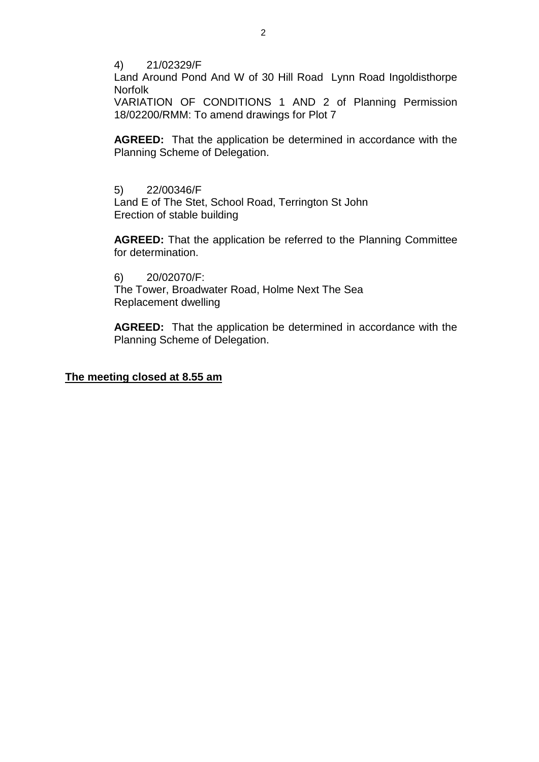4) 21/02329/F
Land Around Pond And W of 30 Hill Road Lynn Road Ingoldisthorpe Norfolk
VARIATION OF CONDITIONS 1 AND 2 of Planning Permission 18/02200/RMM: To amend drawings for Plot 7

**AGREED:** That the application be determined in accordance with the Planning Scheme of Delegation.

5) 22/00346/F
Land E of The Stet, School Road, Terrington St John
Erection of stable building

**AGREED:** That the application be referred to the Planning Committee for determination.

6) 20/02070/F:
The Tower, Broadwater Road, Holme Next The Sea
Replacement dwelling

**AGREED:** That the application be determined in accordance with the Planning Scheme of Delegation.

**The meeting closed at 8.55 am**